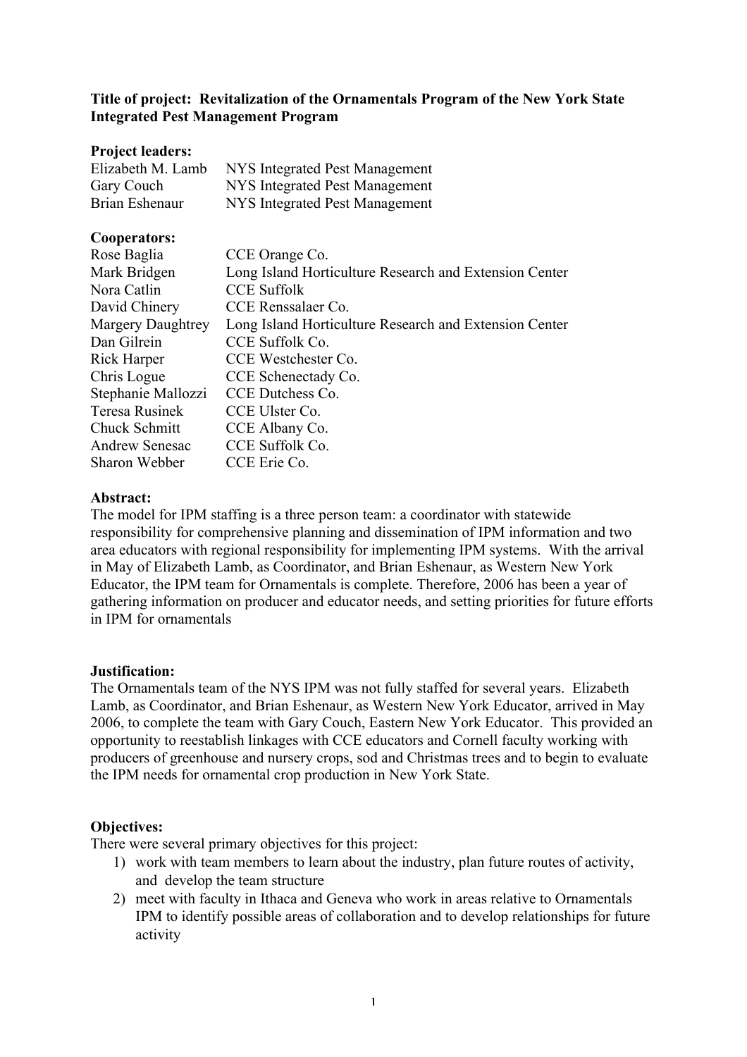**Title of project: Revitalization of the Ornamentals Program of the New York State Integrated Pest Management Program**

**Project leaders:**

| | |
|---|---|
| Elizabeth M. Lamb | NYS Integrated Pest Management |
| Gary Couch | NYS Integrated Pest Management |
| Brian Eshenaur | NYS Integrated Pest Management |

**Cooperators:**

| | |
|---|---|
| Rose Baglia | CCE Orange Co. |
| Mark Bridgen | Long Island Horticulture Research and Extension Center |
| Nora Catlin | CCE Suffolk |
| David Chinery | CCE Renssalaer Co. |
| Margery Daughtrey | Long Island Horticulture Research and Extension Center |
| Dan Gilrein | CCE Suffolk Co. |
| Rick Harper | CCE Westchester Co. |
| Chris Logue | CCE Schenectady Co. |
| Stephanie Mallozzi | CCE Dutchess Co. |
| Teresa Rusinek | CCE Ulster Co. |
| Chuck Schmitt | CCE Albany Co. |
| Andrew Senesac | CCE Suffolk Co. |
| Sharon Webber | CCE Erie Co. |

**Abstract:**

The model for IPM staffing is a three person team: a coordinator with statewide responsibility for comprehensive planning and dissemination of IPM information and two area educators with regional responsibility for implementing IPM systems. With the arrival in May of Elizabeth Lamb, as Coordinator, and Brian Eshenaur, as Western New York Educator, the IPM team for Ornamentals is complete. Therefore, 2006 has been a year of gathering information on producer and educator needs, and setting priorities for future efforts in IPM for ornamentals

**Justification:**

The Ornamentals team of the NYS IPM was not fully staffed for several years. Elizabeth Lamb, as Coordinator, and Brian Eshenaur, as Western New York Educator, arrived in May 2006, to complete the team with Gary Couch, Eastern New York Educator. This provided an opportunity to reestablish linkages with CCE educators and Cornell faculty working with producers of greenhouse and nursery crops, sod and Christmas trees and to begin to evaluate the IPM needs for ornamental crop production in New York State.

**Objectives:**

There were several primary objectives for this project:

1) work with team members to learn about the industry, plan future routes of activity, and develop the team structure
2) meet with faculty in Ithaca and Geneva who work in areas relative to Ornamentals IPM to identify possible areas of collaboration and to develop relationships for future activity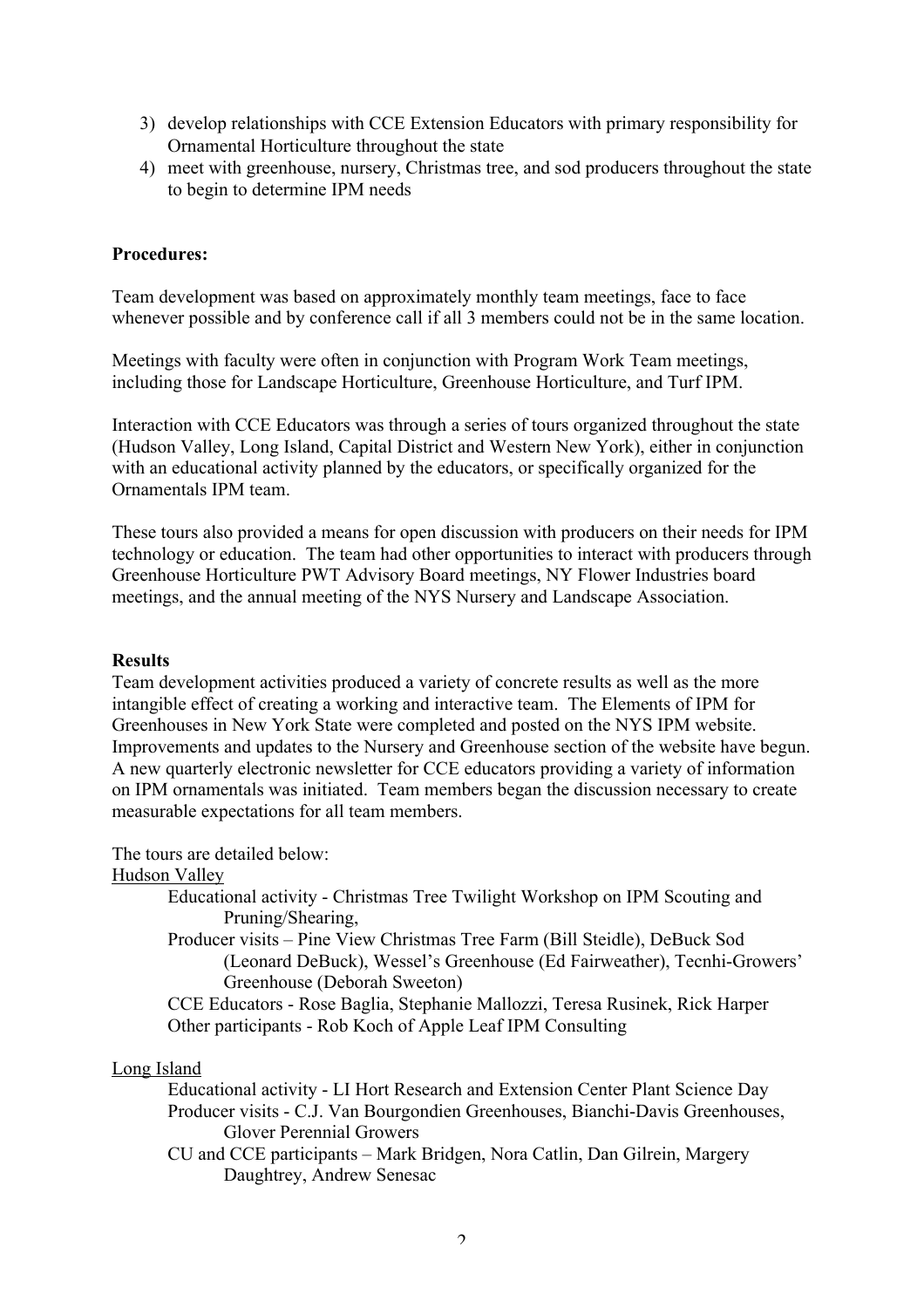3) develop relationships with CCE Extension Educators with primary responsibility for Ornamental Horticulture throughout the state
4) meet with greenhouse, nursery, Christmas tree, and sod producers throughout the state to begin to determine IPM needs

**Procedures:**

Team development was based on approximately monthly team meetings, face to face whenever possible and by conference call if all 3 members could not be in the same location.

Meetings with faculty were often in conjunction with Program Work Team meetings, including those for Landscape Horticulture, Greenhouse Horticulture, and Turf IPM.

Interaction with CCE Educators was through a series of tours organized throughout the state (Hudson Valley, Long Island, Capital District and Western New York), either in conjunction with an educational activity planned by the educators, or specifically organized for the Ornamentals IPM team.

These tours also provided a means for open discussion with producers on their needs for IPM technology or education. The team had other opportunities to interact with producers through Greenhouse Horticulture PWT Advisory Board meetings, NY Flower Industries board meetings, and the annual meeting of the NYS Nursery and Landscape Association.

**Results**

Team development activities produced a variety of concrete results as well as the more intangible effect of creating a working and interactive team. The Elements of IPM for Greenhouses in New York State were completed and posted on the NYS IPM website. Improvements and updates to the Nursery and Greenhouse section of the website have begun. A new quarterly electronic newsletter for CCE educators providing a variety of information on IPM ornamentals was initiated. Team members began the discussion necessary to create measurable expectations for all team members.

The tours are detailed below:

<u>Hudson Valley</u>

- Educational activity - Christmas Tree Twilight Workshop on IPM Scouting and Pruning/Shearing,
- Producer visits – Pine View Christmas Tree Farm (Bill Steidle), DeBuck Sod (Leonard DeBuck), Wessel's Greenhouse (Ed Fairweather), Tecnhi-Growers' Greenhouse (Deborah Sweeton)
- CCE Educators - Rose Baglia, Stephanie Mallozzi, Teresa Rusinek, Rick Harper
- Other participants - Rob Koch of Apple Leaf IPM Consulting

<u>Long Island</u>

- Educational activity - LI Hort Research and Extension Center Plant Science Day
- Producer visits - C.J. Van Bourgondien Greenhouses, Bianchi-Davis Greenhouses, Glover Perennial Growers
- CU and CCE participants – Mark Bridgen, Nora Catlin, Dan Gilrein, Margery Daughtrey, Andrew Senesac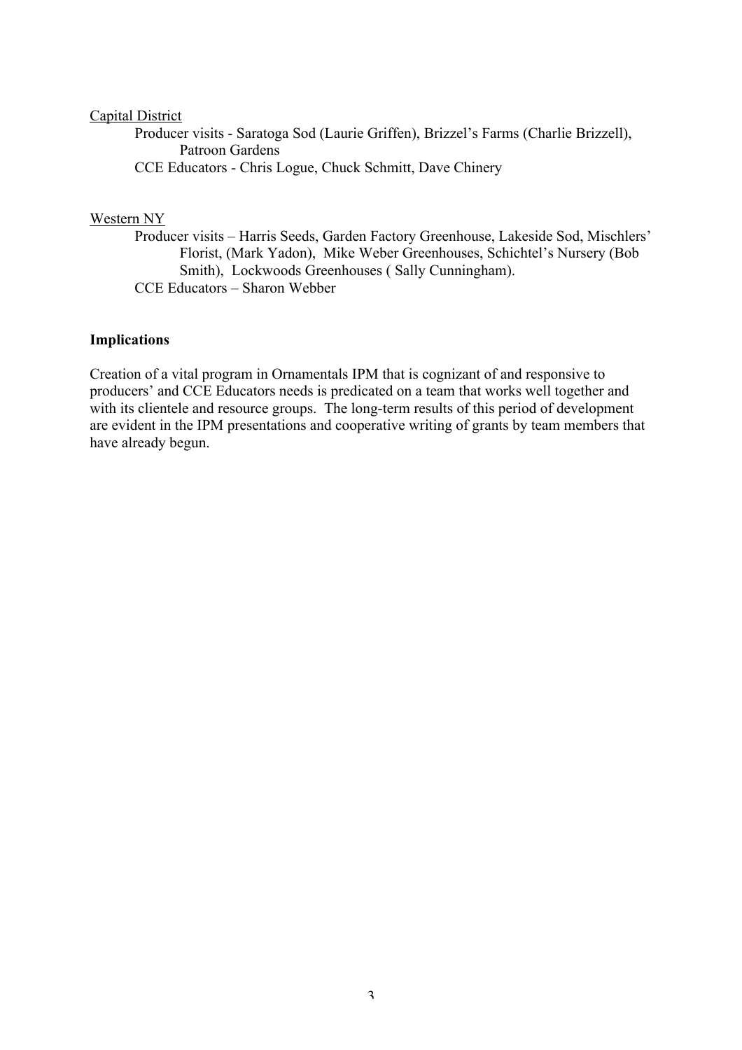<u>Capital District</u>

Producer visits - Saratoga Sod (Laurie Griffen), Brizzel's Farms (Charlie Brizzell), Patroon Gardens

CCE Educators - Chris Logue, Chuck Schmitt, Dave Chinery

<u>Western NY</u>

Producer visits – Harris Seeds, Garden Factory Greenhouse, Lakeside Sod, Mischlers' Florist, (Mark Yadon), Mike Weber Greenhouses, Schichtel's Nursery (Bob Smith), Lockwoods Greenhouses ( Sally Cunningham).

CCE Educators – Sharon Webber

**Implications**

Creation of a vital program in Ornamentals IPM that is cognizant of and responsive to producers' and CCE Educators needs is predicated on a team that works well together and with its clientele and resource groups. The long-term results of this period of development are evident in the IPM presentations and cooperative writing of grants by team members that have already begun.